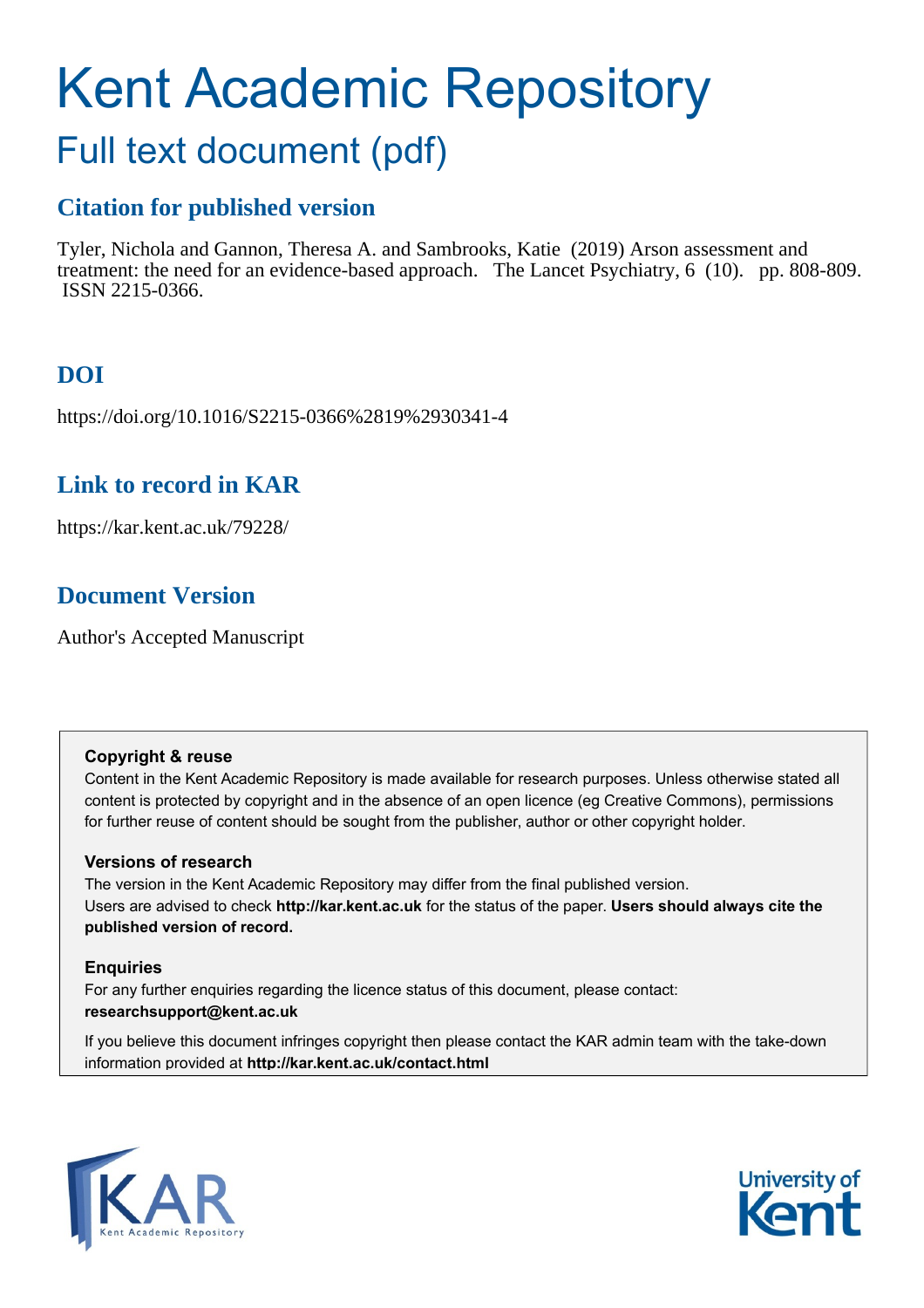# Kent Academic Repository

## Full text document (pdf)

### Citation for published version

Tyler, Nichola and Gannon, Theresa A. and Sambrooks, Katie (2019) Arson assessment and treatment: the need for an evidence-based approach. The Lancet Psychiatry, 6 (10). pp. 808-809. ISSN 2215-0366.

### DOI

https://doi.org/10.1016/S2215-0366%2819%2930341-4

### Link to record in KAR

https://kar.kent.ac.uk/79228/

### Document Version

Author's Accepted Manuscript

**Copyright & reuse**

Content in the Kent Academic Repository is made available for research purposes. Unless otherwise stated all content is protected by copyright and in the absence of an open licence (eg Creative Commons), permissions for further reuse of content should be sought from the publisher, author or other copyright holder.

**Versions of research**

The version in the Kent Academic Repository may differ from the final published version. Users are advised to check **http://kar.kent.ac.uk** for the status of the paper. **Users should always cite the published version of record.**

**Enquiries**

For any further enquiries regarding the licence status of this document, please contact: **researchsupport@kent.ac.uk**

If you believe this document infringes copyright then please contact the KAR admin team with the take-down information provided at **http://kar.kent.ac.uk/contact.html**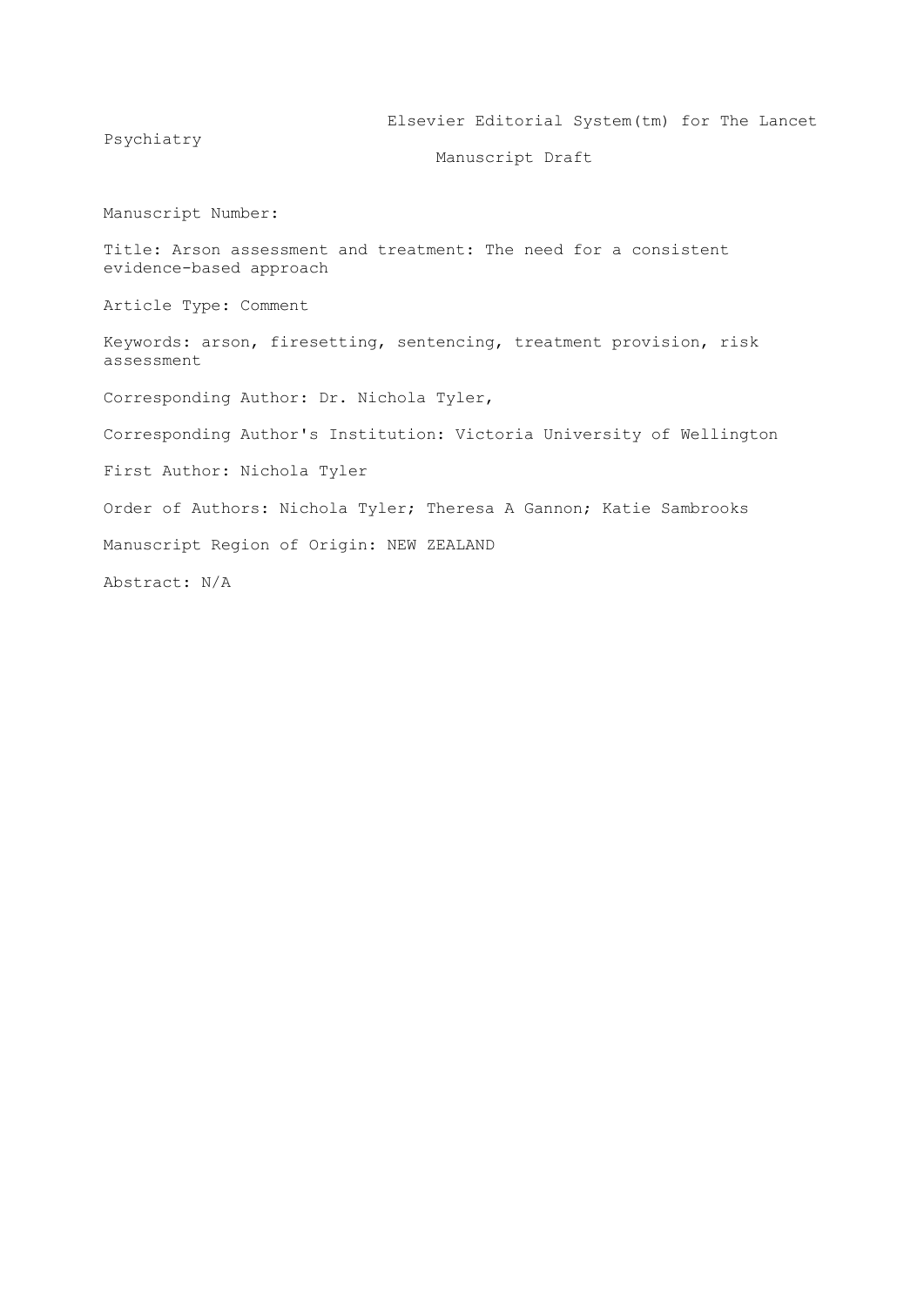Elsevier Editorial System(tm) for The Lancet Psychiatry

Manuscript Draft

Manuscript Number:

Title: Arson assessment and treatment: The need for a consistent evidence-based approach

Article Type: Comment

Keywords: arson, firesetting, sentencing, treatment provision, risk assessment

Corresponding Author: Dr. Nichola Tyler,

Corresponding Author's Institution: Victoria University of Wellington

First Author: Nichola Tyler

Order of Authors: Nichola Tyler; Theresa A Gannon; Katie Sambrooks

Manuscript Region of Origin: NEW ZEALAND

Abstract: N/A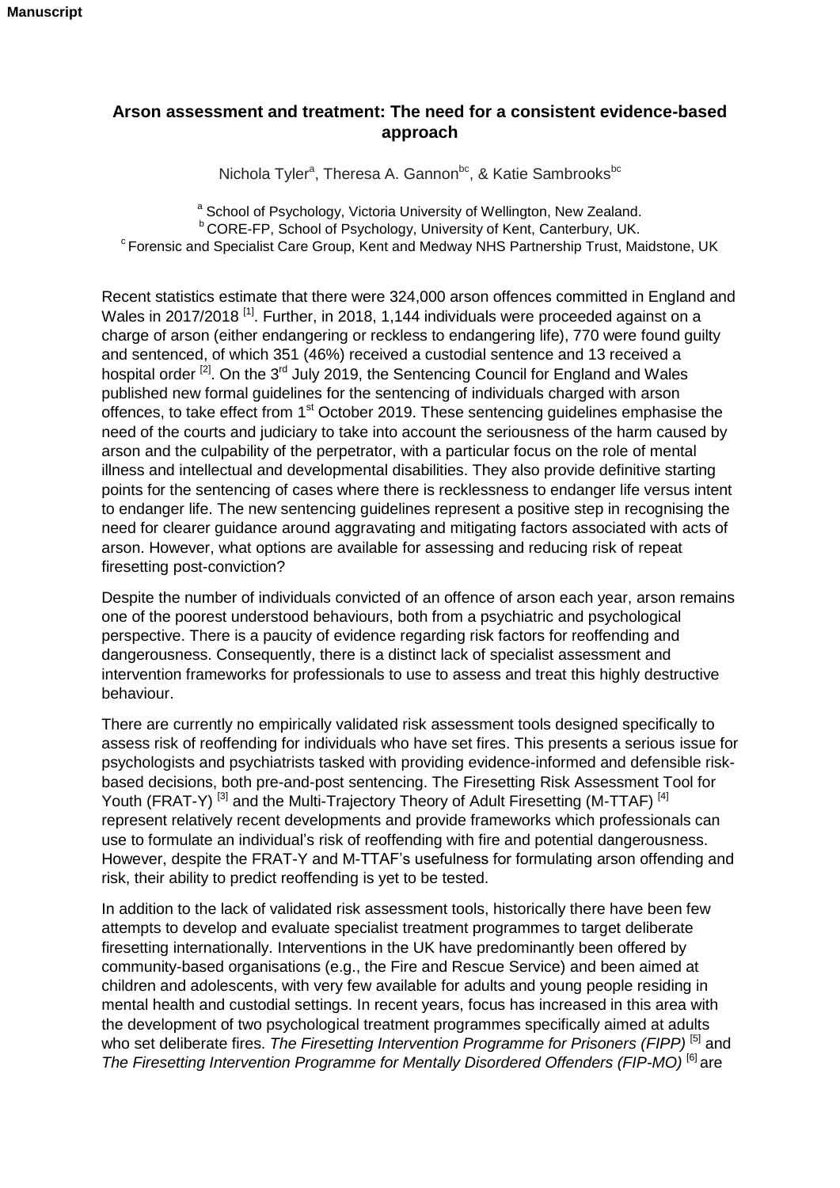Manuscript

## Arson assessment and treatment: The need for a consistent evidence-based approach

Nichola Tyler[a], Theresa A. Gannon[bc], & Katie Sambrooks[bc]

[a] School of Psychology, Victoria University of Wellington, New Zealand.
[b] CORE-FP, School of Psychology, University of Kent, Canterbury, UK.
[c] Forensic and Specialist Care Group, Kent and Medway NHS Partnership Trust, Maidstone, UK

Recent statistics estimate that there were 324,000 arson offences committed in England and Wales in 2017/2018 [1]. Further, in 2018, 1,144 individuals were proceeded against on a charge of arson (either endangering or reckless to endangering life), 770 were found guilty and sentenced, of which 351 (46%) received a custodial sentence and 13 received a hospital order [2]. On the 3rd July 2019, the Sentencing Council for England and Wales published new formal guidelines for the sentencing of individuals charged with arson offences, to take effect from 1st October 2019. These sentencing guidelines emphasise the need of the courts and judiciary to take into account the seriousness of the harm caused by arson and the culpability of the perpetrator, with a particular focus on the role of mental illness and intellectual and developmental disabilities. They also provide definitive starting points for the sentencing of cases where there is recklessness to endanger life versus intent to endanger life. The new sentencing guidelines represent a positive step in recognising the need for clearer guidance around aggravating and mitigating factors associated with acts of arson. However, what options are available for assessing and reducing risk of repeat firesetting post-conviction?

Despite the number of individuals convicted of an offence of arson each year, arson remains one of the poorest understood behaviours, both from a psychiatric and psychological perspective. There is a paucity of evidence regarding risk factors for reoffending and dangerousness. Consequently, there is a distinct lack of specialist assessment and intervention frameworks for professionals to use to assess and treat this highly destructive behaviour.

There are currently no empirically validated risk assessment tools designed specifically to assess risk of reoffending for individuals who have set fires. This presents a serious issue for psychologists and psychiatrists tasked with providing evidence-informed and defensible risk-based decisions, both pre-and-post sentencing. The Firesetting Risk Assessment Tool for Youth (FRAT-Y) [3] and the Multi-Trajectory Theory of Adult Firesetting (M-TTAF) [4] represent relatively recent developments and provide frameworks which professionals can use to formulate an individual's risk of reoffending with fire and potential dangerousness. However, despite the FRAT-Y and M-TTAF's usefulness for formulating arson offending and risk, their ability to predict reoffending is yet to be tested.

In addition to the lack of validated risk assessment tools, historically there have been few attempts to develop and evaluate specialist treatment programmes to target deliberate firesetting internationally. Interventions in the UK have predominantly been offered by community-based organisations (e.g., the Fire and Rescue Service) and been aimed at children and adolescents, with very few available for adults and young people residing in mental health and custodial settings. In recent years, focus has increased in this area with the development of two psychological treatment programmes specifically aimed at adults who set deliberate fires. *The Firesetting Intervention Programme for Prisoners (FIPP)* [5] and *The Firesetting Intervention Programme for Mentally Disordered Offenders (FIP-MO)* [6] are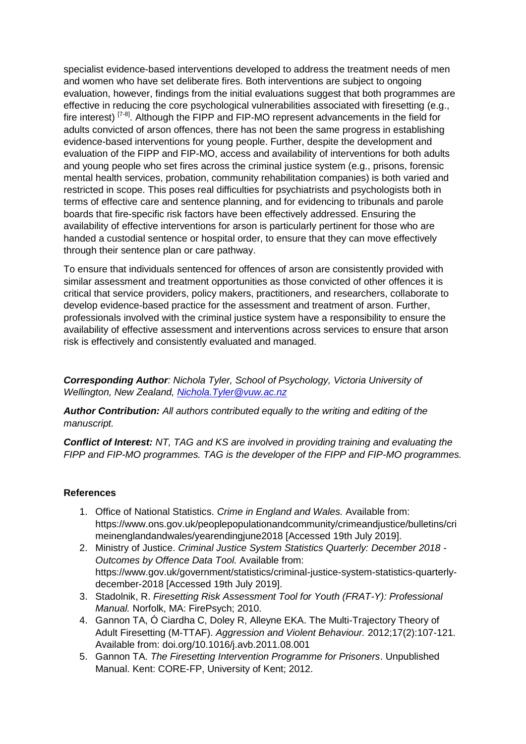specialist evidence-based interventions developed to address the treatment needs of men and women who have set deliberate fires. Both interventions are subject to ongoing evaluation, however, findings from the initial evaluations suggest that both programmes are effective in reducing the core psychological vulnerabilities associated with firesetting (e.g., fire interest) [7-8]. Although the FIPP and FIP-MO represent advancements in the field for adults convicted of arson offences, there has not been the same progress in establishing evidence-based interventions for young people. Further, despite the development and evaluation of the FIPP and FIP-MO, access and availability of interventions for both adults and young people who set fires across the criminal justice system (e.g., prisons, forensic mental health services, probation, community rehabilitation companies) is both varied and restricted in scope. This poses real difficulties for psychiatrists and psychologists both in terms of effective care and sentence planning, and for evidencing to tribunals and parole boards that fire-specific risk factors have been effectively addressed. Ensuring the availability of effective interventions for arson is particularly pertinent for those who are handed a custodial sentence or hospital order, to ensure that they can move effectively through their sentence plan or care pathway.

To ensure that individuals sentenced for offences of arson are consistently provided with similar assessment and treatment opportunities as those convicted of other offences it is critical that service providers, policy makers, practitioners, and researchers, collaborate to develop evidence-based practice for the assessment and treatment of arson. Further, professionals involved with the criminal justice system have a responsibility to ensure the availability of effective assessment and interventions across services to ensure that arson risk is effectively and consistently evaluated and managed.

***Corresponding Author****: Nichola Tyler, School of Psychology, Victoria University of Wellington, New Zealand, Nichola.Tyler@vuw.ac.nz*

***Author Contribution:*** *All authors contributed equally to the writing and editing of the manuscript.*

***Conflict of Interest:*** *NT, TAG and KS are involved in providing training and evaluating the FIPP and FIP-MO programmes. TAG is the developer of the FIPP and FIP-MO programmes.*

**References**

1. Office of National Statistics. *Crime in England and Wales.* Available from: https://www.ons.gov.uk/peoplepopulationandcommunity/crimeandjustice/bulletins/crimeinenglandandwales/yearendingjune2018 [Accessed 19th July 2019].
2. Ministry of Justice. *Criminal Justice System Statistics Quarterly: December 2018 - Outcomes by Offence Data Tool.* Available from: https://www.gov.uk/government/statistics/criminal-justice-system-statistics-quarterly-december-2018 [Accessed 19th July 2019].
3. Stadolnik, R. *Firesetting Risk Assessment Tool for Youth (FRAT-Y): Professional Manual.* Norfolk, MA: FirePsych; 2010.
4. Gannon TA, Ó Ciardha C, Doley R, Alleyne EKA. The Multi-Trajectory Theory of Adult Firesetting (M-TTAF). *Aggression and Violent Behaviour.* 2012;17(2):107-121. Available from: doi.org/10.1016/j.avb.2011.08.001
5. Gannon TA. *The Firesetting Intervention Programme for Prisoners*. Unpublished Manual. Kent: CORE-FP, University of Kent; 2012.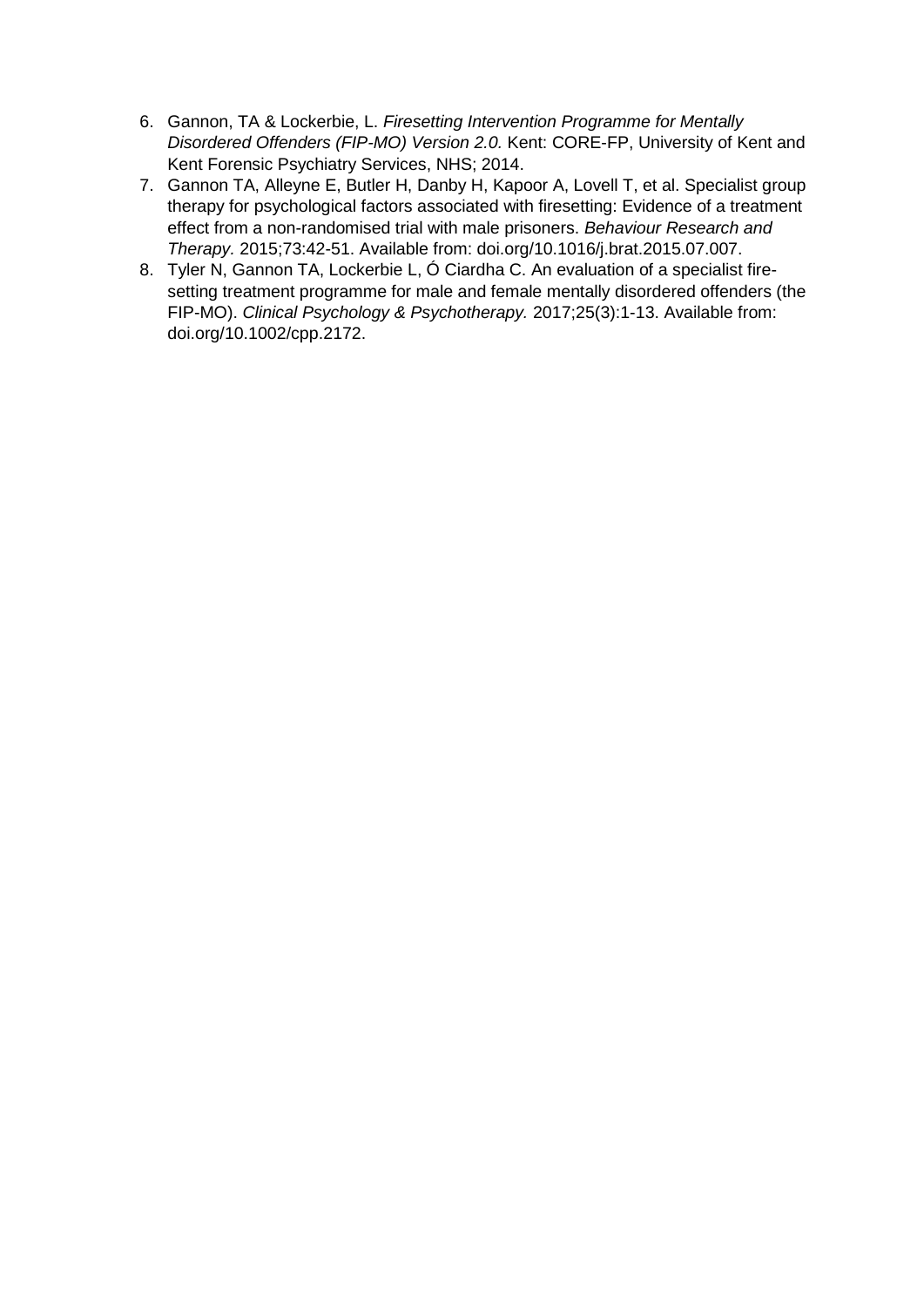6. Gannon, TA & Lockerbie, L. *Firesetting Intervention Programme for Mentally Disordered Offenders (FIP-MO) Version 2.0.* Kent: CORE-FP, University of Kent and Kent Forensic Psychiatry Services, NHS; 2014.
7. Gannon TA, Alleyne E, Butler H, Danby H, Kapoor A, Lovell T, et al. Specialist group therapy for psychological factors associated with firesetting: Evidence of a treatment effect from a non-randomised trial with male prisoners. *Behaviour Research and Therapy.* 2015;73:42-51. Available from: doi.org/10.1016/j.brat.2015.07.007.
8. Tyler N, Gannon TA, Lockerbie L, Ó Ciardha C. An evaluation of a specialist fire-setting treatment programme for male and female mentally disordered offenders (the FIP-MO). *Clinical Psychology & Psychotherapy.* 2017;25(3):1-13. Available from: doi.org/10.1002/cpp.2172.